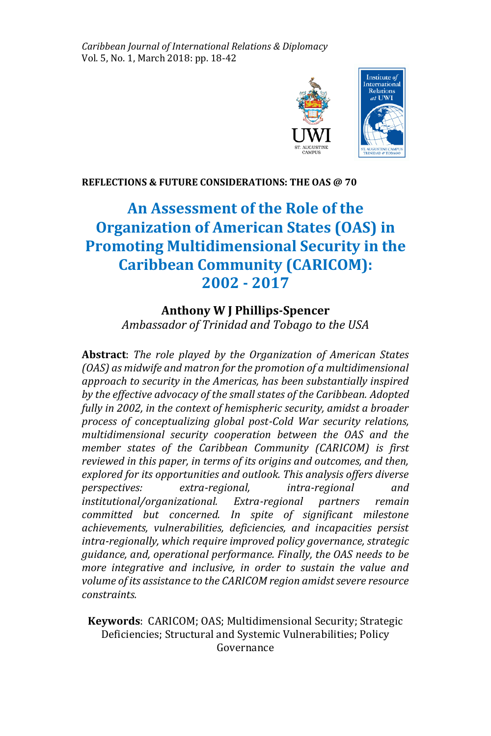*Caribbean Journal of International Relations & Diplomacy*
Vol. 5, No. 1, March 2018: pp. 18-42

**REFLECTIONS & FUTURE CONSIDERATIONS: THE OAS @ 70**

# An Assessment of the Role of the Organization of American States (OAS) in Promoting Multidimensional Security in the Caribbean Community (CARICOM): 2002 - 2017

**Anthony W J Phillips-Spencer**
*Ambassador of Trinidad and Tobago to the USA*

**Abstract**: *The role played by the Organization of American States (OAS) as midwife and matron for the promotion of a multidimensional approach to security in the Americas, has been substantially inspired by the effective advocacy of the small states of the Caribbean. Adopted fully in 2002, in the context of hemispheric security, amidst a broader process of conceptualizing global post-Cold War security relations, multidimensional security cooperation between the OAS and the member states of the Caribbean Community (CARICOM) is first reviewed in this paper, in terms of its origins and outcomes, and then, explored for its opportunities and outlook. This analysis offers diverse perspectives: extra-regional, intra-regional and institutional/organizational. Extra-regional partners remain committed but concerned. In spite of significant milestone achievements, vulnerabilities, deficiencies, and incapacities persist intra-regionally, which require improved policy governance, strategic guidance, and, operational performance. Finally, the OAS needs to be more integrative and inclusive, in order to sustain the value and volume of its assistance to the CARICOM region amidst severe resource constraints.*

**Keywords**: CARICOM; OAS; Multidimensional Security; Strategic Deficiencies; Structural and Systemic Vulnerabilities; Policy Governance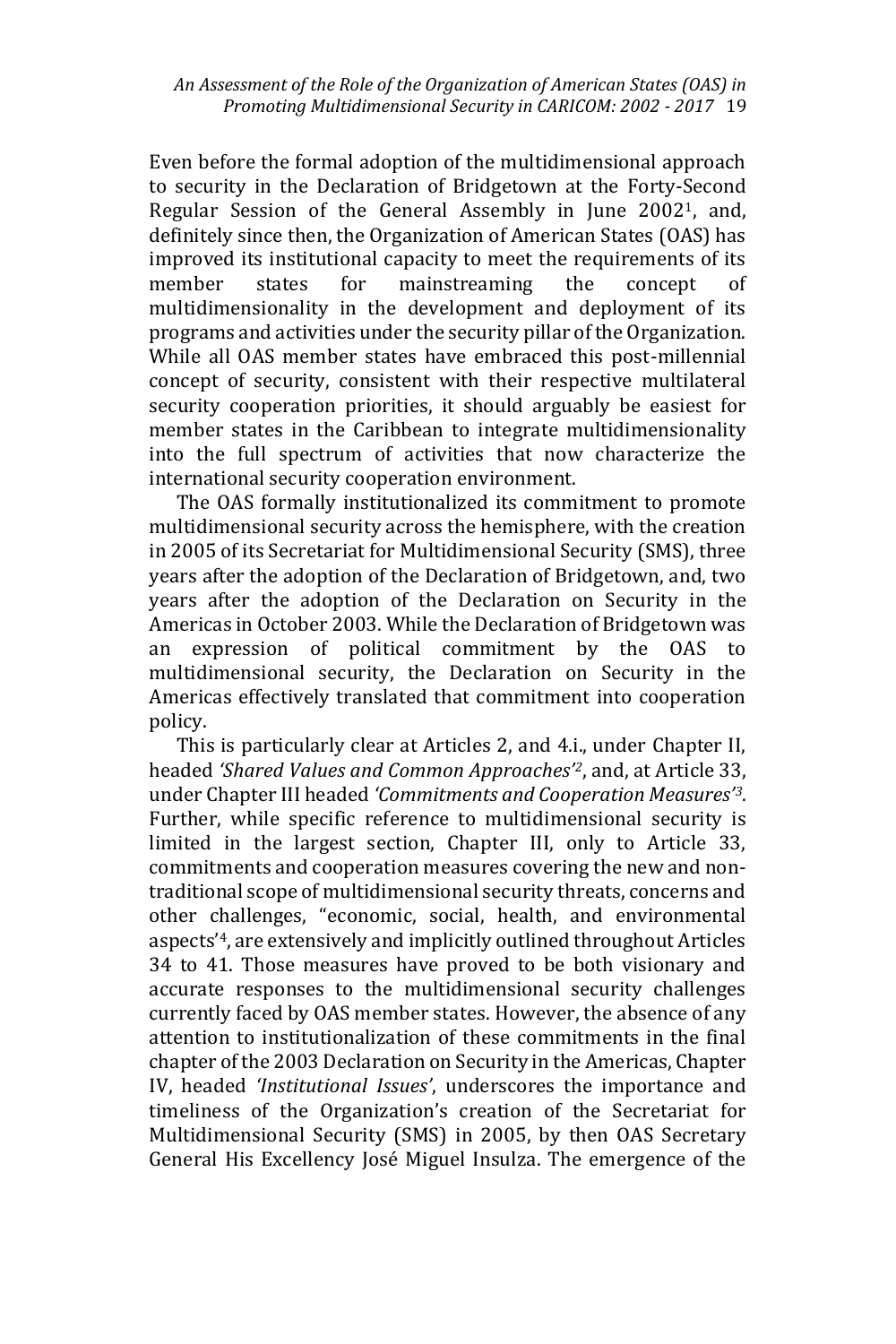Even before the formal adoption of the multidimensional approach to security in the Declaration of Bridgetown at the Forty-Second Regular Session of the General Assembly in June 2002[1], and, definitely since then, the Organization of American States (OAS) has improved its institutional capacity to meet the requirements of its member states for mainstreaming the concept of multidimensionality in the development and deployment of its programs and activities under the security pillar of the Organization. While all OAS member states have embraced this post-millennial concept of security, consistent with their respective multilateral security cooperation priorities, it should arguably be easiest for member states in the Caribbean to integrate multidimensionality into the full spectrum of activities that now characterize the international security cooperation environment.

The OAS formally institutionalized its commitment to promote multidimensional security across the hemisphere, with the creation in 2005 of its Secretariat for Multidimensional Security (SMS), three years after the adoption of the Declaration of Bridgetown, and, two years after the adoption of the Declaration on Security in the Americas in October 2003. While the Declaration of Bridgetown was an expression of political commitment by the OAS to multidimensional security, the Declaration on Security in the Americas effectively translated that commitment into cooperation policy.

This is particularly clear at Articles 2, and 4.i., under Chapter II, headed *'Shared Values and Common Approaches'*[2], and, at Article 33, under Chapter III headed *'Commitments and Cooperation Measures'*[3]. Further, while specific reference to multidimensional security is limited in the largest section, Chapter III, only to Article 33, commitments and cooperation measures covering the new and non-traditional scope of multidimensional security threats, concerns and other challenges, "economic, social, health, and environmental aspects'[4], are extensively and implicitly outlined throughout Articles 34 to 41. Those measures have proved to be both visionary and accurate responses to the multidimensional security challenges currently faced by OAS member states. However, the absence of any attention to institutionalization of these commitments in the final chapter of the 2003 Declaration on Security in the Americas, Chapter IV, headed *'Institutional Issues'*, underscores the importance and timeliness of the Organization's creation of the Secretariat for Multidimensional Security (SMS) in 2005, by then OAS Secretary General His Excellency José Miguel Insulza. The emergence of the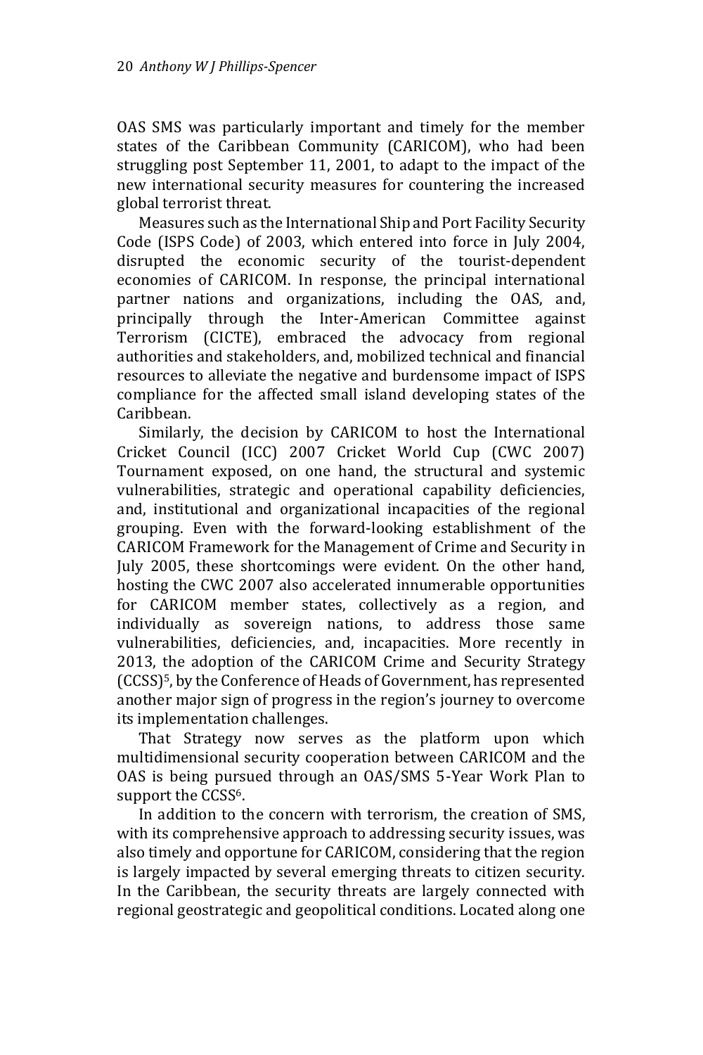OAS SMS was particularly important and timely for the member states of the Caribbean Community (CARICOM), who had been struggling post September 11, 2001, to adapt to the impact of the new international security measures for countering the increased global terrorist threat.

Measures such as the International Ship and Port Facility Security Code (ISPS Code) of 2003, which entered into force in July 2004, disrupted the economic security of the tourist-dependent economies of CARICOM. In response, the principal international partner nations and organizations, including the OAS, and, principally through the Inter-American Committee against Terrorism (CICTE), embraced the advocacy from regional authorities and stakeholders, and, mobilized technical and financial resources to alleviate the negative and burdensome impact of ISPS compliance for the affected small island developing states of the Caribbean.

Similarly, the decision by CARICOM to host the International Cricket Council (ICC) 2007 Cricket World Cup (CWC 2007) Tournament exposed, on one hand, the structural and systemic vulnerabilities, strategic and operational capability deficiencies, and, institutional and organizational incapacities of the regional grouping. Even with the forward-looking establishment of the CARICOM Framework for the Management of Crime and Security in July 2005, these shortcomings were evident. On the other hand, hosting the CWC 2007 also accelerated innumerable opportunities for CARICOM member states, collectively as a region, and individually as sovereign nations, to address those same vulnerabilities, deficiencies, and, incapacities. More recently in 2013, the adoption of the CARICOM Crime and Security Strategy (CCSS)[5], by the Conference of Heads of Government, has represented another major sign of progress in the region's journey to overcome its implementation challenges.

That Strategy now serves as the platform upon which multidimensional security cooperation between CARICOM and the OAS is being pursued through an OAS/SMS 5-Year Work Plan to support the CCSS[6].

In addition to the concern with terrorism, the creation of SMS, with its comprehensive approach to addressing security issues, was also timely and opportune for CARICOM, considering that the region is largely impacted by several emerging threats to citizen security. In the Caribbean, the security threats are largely connected with regional geostrategic and geopolitical conditions. Located along one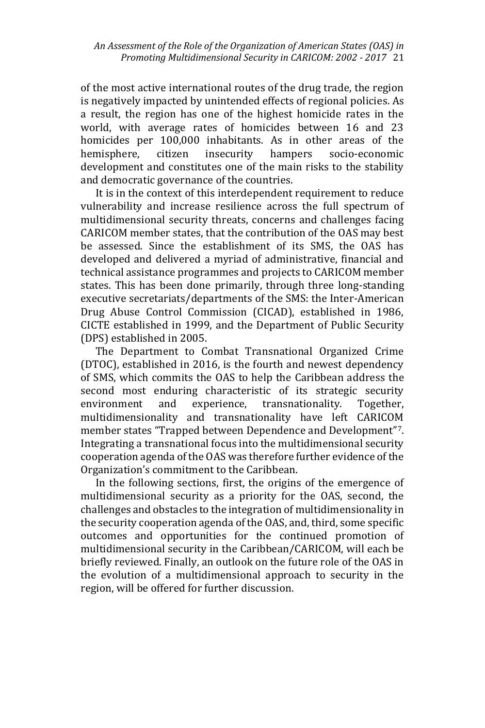of the most active international routes of the drug trade, the region is negatively impacted by unintended effects of regional policies. As a result, the region has one of the highest homicide rates in the world, with average rates of homicides between 16 and 23 homicides per 100,000 inhabitants. As in other areas of the hemisphere, citizen insecurity hampers socio-economic development and constitutes one of the main risks to the stability and democratic governance of the countries.

It is in the context of this interdependent requirement to reduce vulnerability and increase resilience across the full spectrum of multidimensional security threats, concerns and challenges facing CARICOM member states, that the contribution of the OAS may best be assessed. Since the establishment of its SMS, the OAS has developed and delivered a myriad of administrative, financial and technical assistance programmes and projects to CARICOM member states. This has been done primarily, through three long-standing executive secretariats/departments of the SMS: the Inter-American Drug Abuse Control Commission (CICAD), established in 1986, CICTE established in 1999, and the Department of Public Security (DPS) established in 2005.

The Department to Combat Transnational Organized Crime (DTOC), established in 2016, is the fourth and newest dependency of SMS, which commits the OAS to help the Caribbean address the second most enduring characteristic of its strategic security environment and experience, transnationality. Together, multidimensionality and transnationality have left CARICOM member states "Trapped between Dependence and Development"[7]. Integrating a transnational focus into the multidimensional security cooperation agenda of the OAS was therefore further evidence of the Organization's commitment to the Caribbean.

In the following sections, first, the origins of the emergence of multidimensional security as a priority for the OAS, second, the challenges and obstacles to the integration of multidimensionality in the security cooperation agenda of the OAS, and, third, some specific outcomes and opportunities for the continued promotion of multidimensional security in the Caribbean/CARICOM, will each be briefly reviewed. Finally, an outlook on the future role of the OAS in the evolution of a multidimensional approach to security in the region, will be offered for further discussion.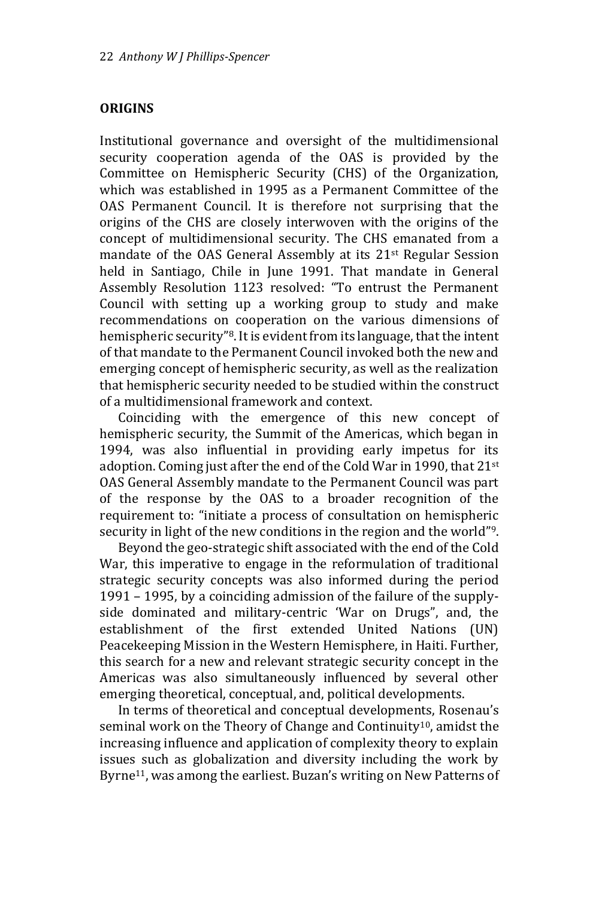## ORIGINS

Institutional governance and oversight of the multidimensional security cooperation agenda of the OAS is provided by the Committee on Hemispheric Security (CHS) of the Organization, which was established in 1995 as a Permanent Committee of the OAS Permanent Council. It is therefore not surprising that the origins of the CHS are closely interwoven with the origins of the concept of multidimensional security. The CHS emanated from a mandate of the OAS General Assembly at its 21st Regular Session held in Santiago, Chile in June 1991. That mandate in General Assembly Resolution 1123 resolved: "To entrust the Permanent Council with setting up a working group to study and make recommendations on cooperation on the various dimensions of hemispheric security"[8]. It is evident from its language, that the intent of that mandate to the Permanent Council invoked both the new and emerging concept of hemispheric security, as well as the realization that hemispheric security needed to be studied within the construct of a multidimensional framework and context.

Coinciding with the emergence of this new concept of hemispheric security, the Summit of the Americas, which began in 1994, was also influential in providing early impetus for its adoption. Coming just after the end of the Cold War in 1990, that 21st OAS General Assembly mandate to the Permanent Council was part of the response by the OAS to a broader recognition of the requirement to: "initiate a process of consultation on hemispheric security in light of the new conditions in the region and the world"[9].

Beyond the geo-strategic shift associated with the end of the Cold War, this imperative to engage in the reformulation of traditional strategic security concepts was also informed during the period 1991 – 1995, by a coinciding admission of the failure of the supply-side dominated and military-centric 'War on Drugs", and, the establishment of the first extended United Nations (UN) Peacekeeping Mission in the Western Hemisphere, in Haiti. Further, this search for a new and relevant strategic security concept in the Americas was also simultaneously influenced by several other emerging theoretical, conceptual, and, political developments.

In terms of theoretical and conceptual developments, Rosenau's seminal work on the Theory of Change and Continuity[10], amidst the increasing influence and application of complexity theory to explain issues such as globalization and diversity including the work by Byrne[11], was among the earliest. Buzan's writing on New Patterns of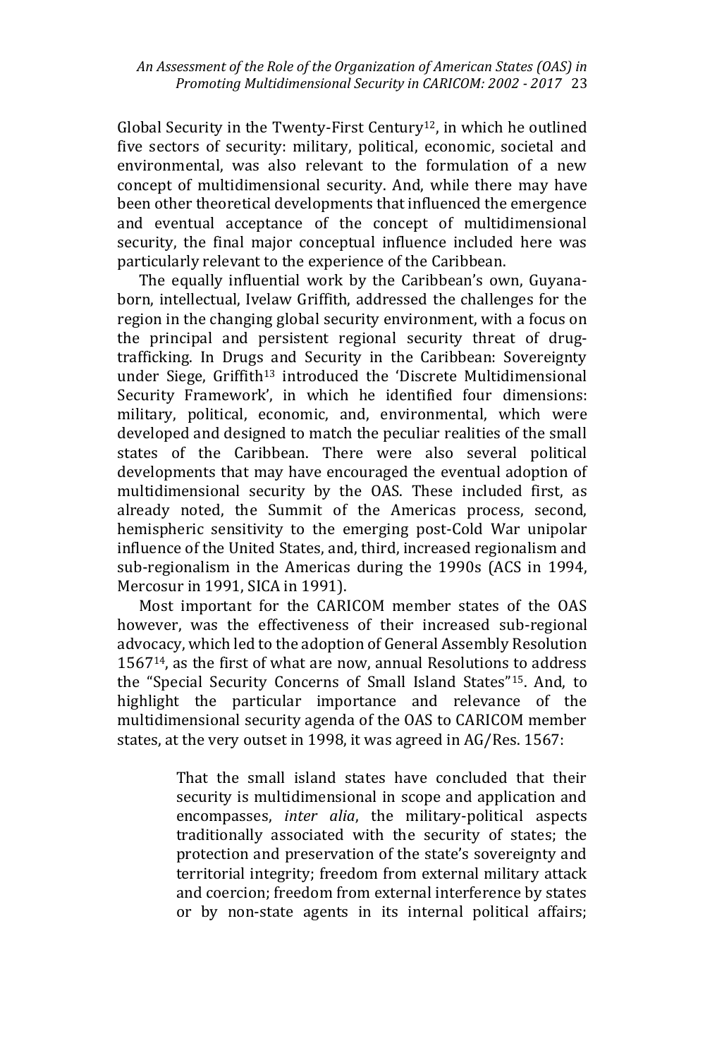Global Security in the Twenty-First Century[12], in which he outlined five sectors of security: military, political, economic, societal and environmental, was also relevant to the formulation of a new concept of multidimensional security. And, while there may have been other theoretical developments that influenced the emergence and eventual acceptance of the concept of multidimensional security, the final major conceptual influence included here was particularly relevant to the experience of the Caribbean.

The equally influential work by the Caribbean's own, Guyana-born, intellectual, Ivelaw Griffith, addressed the challenges for the region in the changing global security environment, with a focus on the principal and persistent regional security threat of drug-trafficking. In Drugs and Security in the Caribbean: Sovereignty under Siege, Griffith[13] introduced the 'Discrete Multidimensional Security Framework', in which he identified four dimensions: military, political, economic, and, environmental, which were developed and designed to match the peculiar realities of the small states of the Caribbean. There were also several political developments that may have encouraged the eventual adoption of multidimensional security by the OAS. These included first, as already noted, the Summit of the Americas process, second, hemispheric sensitivity to the emerging post-Cold War unipolar influence of the United States, and, third, increased regionalism and sub-regionalism in the Americas during the 1990s (ACS in 1994, Mercosur in 1991, SICA in 1991).

Most important for the CARICOM member states of the OAS however, was the effectiveness of their increased sub-regional advocacy, which led to the adoption of General Assembly Resolution 1567[14], as the first of what are now, annual Resolutions to address the "Special Security Concerns of Small Island States"[15]. And, to highlight the particular importance and relevance of the multidimensional security agenda of the OAS to CARICOM member states, at the very outset in 1998, it was agreed in AG/Res. 1567:

> That the small island states have concluded that their security is multidimensional in scope and application and encompasses, *inter alia*, the military-political aspects traditionally associated with the security of states; the protection and preservation of the state's sovereignty and territorial integrity; freedom from external military attack and coercion; freedom from external interference by states or by non-state agents in its internal political affairs;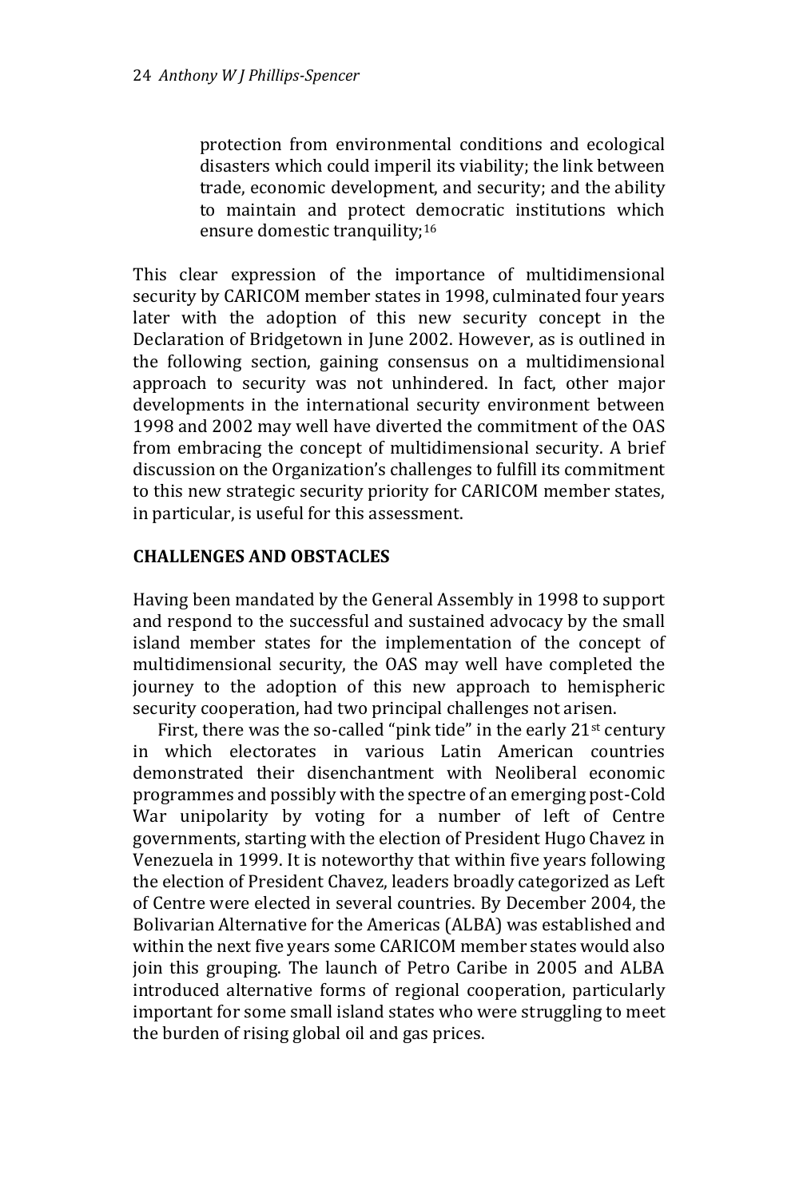> protection from environmental conditions and ecological disasters which could imperil its viability; the link between trade, economic development, and security; and the ability to maintain and protect democratic institutions which ensure domestic tranquility;[16]

This clear expression of the importance of multidimensional security by CARICOM member states in 1998, culminated four years later with the adoption of this new security concept in the Declaration of Bridgetown in June 2002. However, as is outlined in the following section, gaining consensus on a multidimensional approach to security was not unhindered. In fact, other major developments in the international security environment between 1998 and 2002 may well have diverted the commitment of the OAS from embracing the concept of multidimensional security. A brief discussion on the Organization's challenges to fulfill its commitment to this new strategic security priority for CARICOM member states, in particular, is useful for this assessment.

## CHALLENGES AND OBSTACLES

Having been mandated by the General Assembly in 1998 to support and respond to the successful and sustained advocacy by the small island member states for the implementation of the concept of multidimensional security, the OAS may well have completed the journey to the adoption of this new approach to hemispheric security cooperation, had two principal challenges not arisen.

First, there was the so-called "pink tide" in the early 21st century in which electorates in various Latin American countries demonstrated their disenchantment with Neoliberal economic programmes and possibly with the spectre of an emerging post-Cold War unipolarity by voting for a number of left of Centre governments, starting with the election of President Hugo Chavez in Venezuela in 1999. It is noteworthy that within five years following the election of President Chavez, leaders broadly categorized as Left of Centre were elected in several countries. By December 2004, the Bolivarian Alternative for the Americas (ALBA) was established and within the next five years some CARICOM member states would also join this grouping. The launch of Petro Caribe in 2005 and ALBA introduced alternative forms of regional cooperation, particularly important for some small island states who were struggling to meet the burden of rising global oil and gas prices.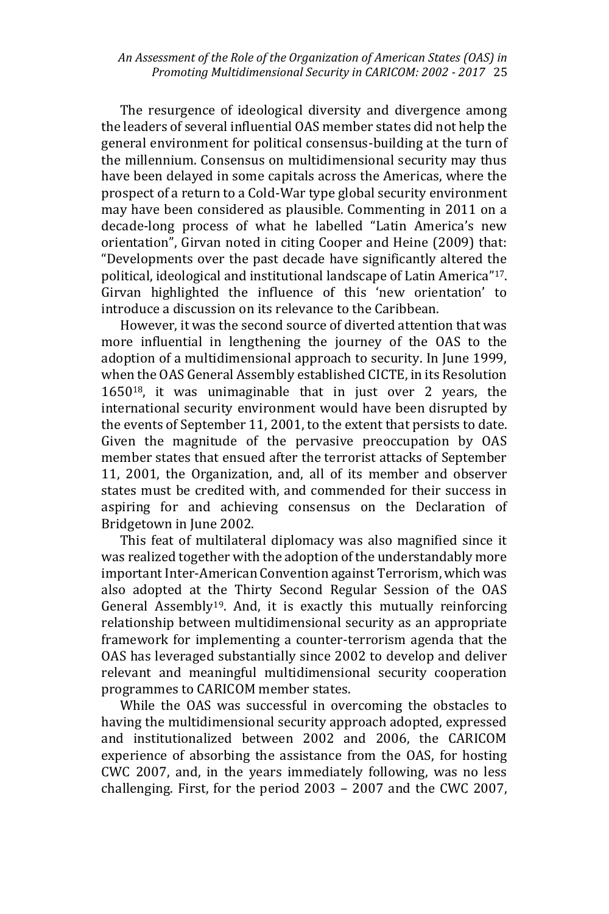The resurgence of ideological diversity and divergence among the leaders of several influential OAS member states did not help the general environment for political consensus-building at the turn of the millennium. Consensus on multidimensional security may thus have been delayed in some capitals across the Americas, where the prospect of a return to a Cold-War type global security environment may have been considered as plausible. Commenting in 2011 on a decade-long process of what he labelled "Latin America's new orientation", Girvan noted in citing Cooper and Heine (2009) that: "Developments over the past decade have significantly altered the political, ideological and institutional landscape of Latin America"[17]. Girvan highlighted the influence of this 'new orientation' to introduce a discussion on its relevance to the Caribbean.

However, it was the second source of diverted attention that was more influential in lengthening the journey of the OAS to the adoption of a multidimensional approach to security. In June 1999, when the OAS General Assembly established CICTE, in its Resolution 1650[18], it was unimaginable that in just over 2 years, the international security environment would have been disrupted by the events of September 11, 2001, to the extent that persists to date. Given the magnitude of the pervasive preoccupation by OAS member states that ensued after the terrorist attacks of September 11, 2001, the Organization, and, all of its member and observer states must be credited with, and commended for their success in aspiring for and achieving consensus on the Declaration of Bridgetown in June 2002.

This feat of multilateral diplomacy was also magnified since it was realized together with the adoption of the understandably more important Inter-American Convention against Terrorism, which was also adopted at the Thirty Second Regular Session of the OAS General Assembly[19]. And, it is exactly this mutually reinforcing relationship between multidimensional security as an appropriate framework for implementing a counter-terrorism agenda that the OAS has leveraged substantially since 2002 to develop and deliver relevant and meaningful multidimensional security cooperation programmes to CARICOM member states.

While the OAS was successful in overcoming the obstacles to having the multidimensional security approach adopted, expressed and institutionalized between 2002 and 2006, the CARICOM experience of absorbing the assistance from the OAS, for hosting CWC 2007, and, in the years immediately following, was no less challenging. First, for the period 2003 – 2007 and the CWC 2007,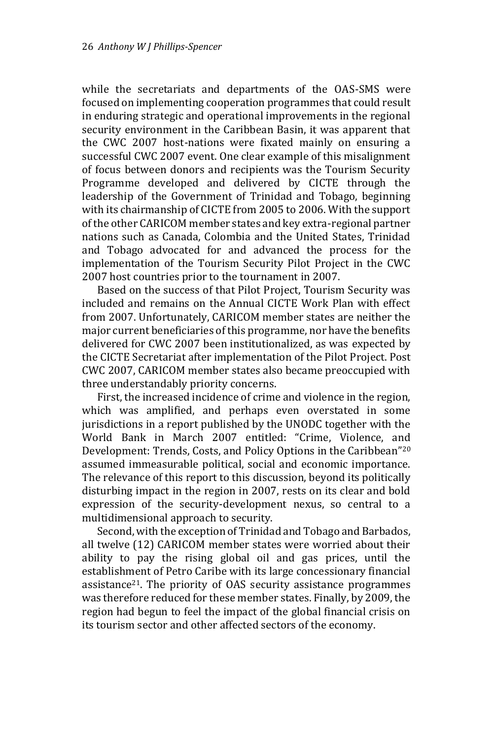while the secretariats and departments of the OAS-SMS were focused on implementing cooperation programmes that could result in enduring strategic and operational improvements in the regional security environment in the Caribbean Basin, it was apparent that the CWC 2007 host-nations were fixated mainly on ensuring a successful CWC 2007 event. One clear example of this misalignment of focus between donors and recipients was the Tourism Security Programme developed and delivered by CICTE through the leadership of the Government of Trinidad and Tobago, beginning with its chairmanship of CICTE from 2005 to 2006. With the support of the other CARICOM member states and key extra-regional partner nations such as Canada, Colombia and the United States, Trinidad and Tobago advocated for and advanced the process for the implementation of the Tourism Security Pilot Project in the CWC 2007 host countries prior to the tournament in 2007.

Based on the success of that Pilot Project, Tourism Security was included and remains on the Annual CICTE Work Plan with effect from 2007. Unfortunately, CARICOM member states are neither the major current beneficiaries of this programme, nor have the benefits delivered for CWC 2007 been institutionalized, as was expected by the CICTE Secretariat after implementation of the Pilot Project. Post CWC 2007, CARICOM member states also became preoccupied with three understandably priority concerns.

First, the increased incidence of crime and violence in the region, which was amplified, and perhaps even overstated in some jurisdictions in a report published by the UNODC together with the World Bank in March 2007 entitled: "Crime, Violence, and Development: Trends, Costs, and Policy Options in the Caribbean"[20] assumed immeasurable political, social and economic importance. The relevance of this report to this discussion, beyond its politically disturbing impact in the region in 2007, rests on its clear and bold expression of the security-development nexus, so central to a multidimensional approach to security.

Second, with the exception of Trinidad and Tobago and Barbados, all twelve (12) CARICOM member states were worried about their ability to pay the rising global oil and gas prices, until the establishment of Petro Caribe with its large concessionary financial assistance[21]. The priority of OAS security assistance programmes was therefore reduced for these member states. Finally, by 2009, the region had begun to feel the impact of the global financial crisis on its tourism sector and other affected sectors of the economy.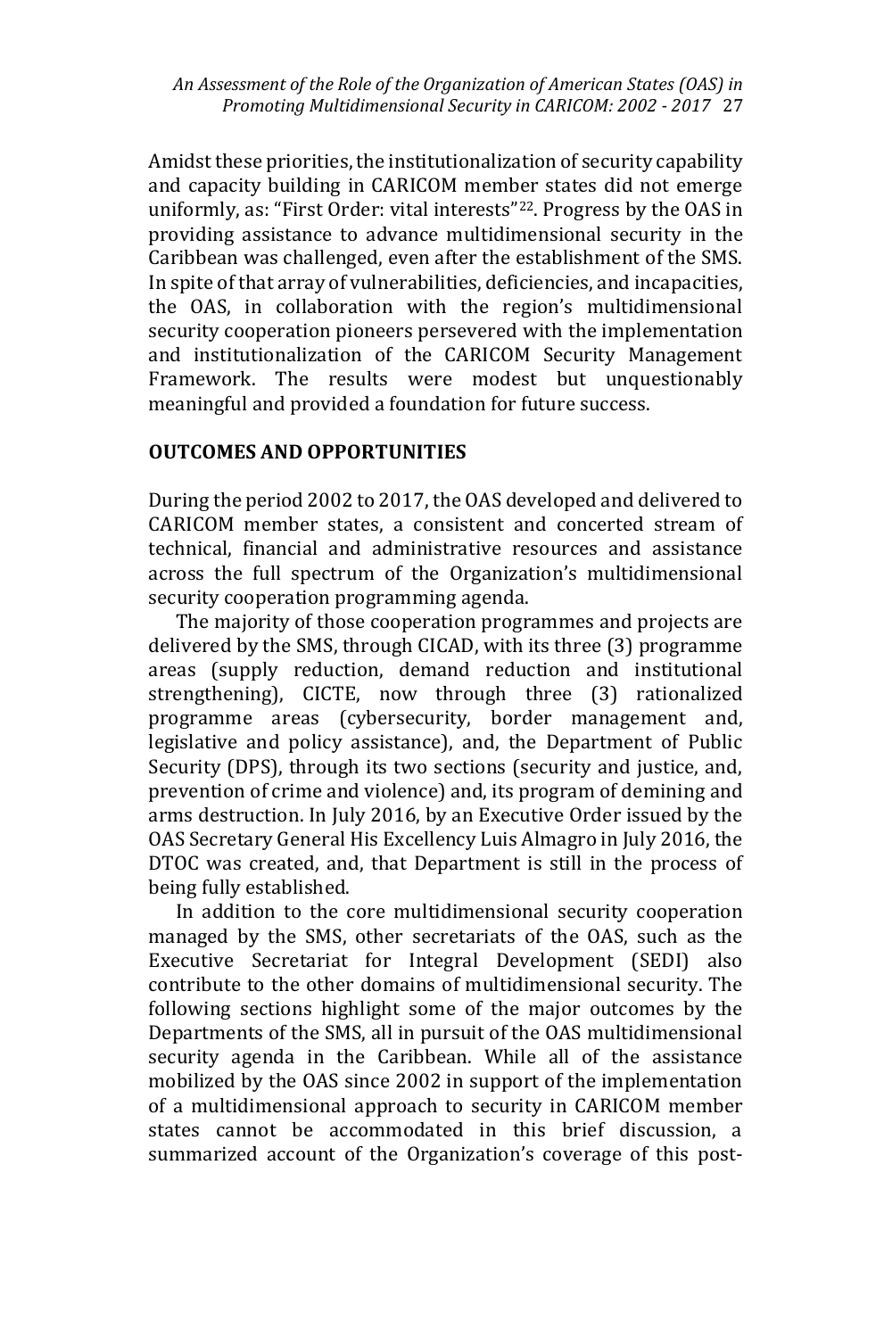Amidst these priorities, the institutionalization of security capability and capacity building in CARICOM member states did not emerge uniformly, as: "First Order: vital interests"[22]. Progress by the OAS in providing assistance to advance multidimensional security in the Caribbean was challenged, even after the establishment of the SMS. In spite of that array of vulnerabilities, deficiencies, and incapacities, the OAS, in collaboration with the region's multidimensional security cooperation pioneers persevered with the implementation and institutionalization of the CARICOM Security Management Framework. The results were modest but unquestionably meaningful and provided a foundation for future success.

## OUTCOMES AND OPPORTUNITIES

During the period 2002 to 2017, the OAS developed and delivered to CARICOM member states, a consistent and concerted stream of technical, financial and administrative resources and assistance across the full spectrum of the Organization's multidimensional security cooperation programming agenda.

The majority of those cooperation programmes and projects are delivered by the SMS, through CICAD, with its three (3) programme areas (supply reduction, demand reduction and institutional strengthening), CICTE, now through three (3) rationalized programme areas (cybersecurity, border management and, legislative and policy assistance), and, the Department of Public Security (DPS), through its two sections (security and justice, and, prevention of crime and violence) and, its program of demining and arms destruction. In July 2016, by an Executive Order issued by the OAS Secretary General His Excellency Luis Almagro in July 2016, the DTOC was created, and, that Department is still in the process of being fully established.

In addition to the core multidimensional security cooperation managed by the SMS, other secretariats of the OAS, such as the Executive Secretariat for Integral Development (SEDI) also contribute to the other domains of multidimensional security. The following sections highlight some of the major outcomes by the Departments of the SMS, all in pursuit of the OAS multidimensional security agenda in the Caribbean. While all of the assistance mobilized by the OAS since 2002 in support of the implementation of a multidimensional approach to security in CARICOM member states cannot be accommodated in this brief discussion, a summarized account of the Organization's coverage of this post-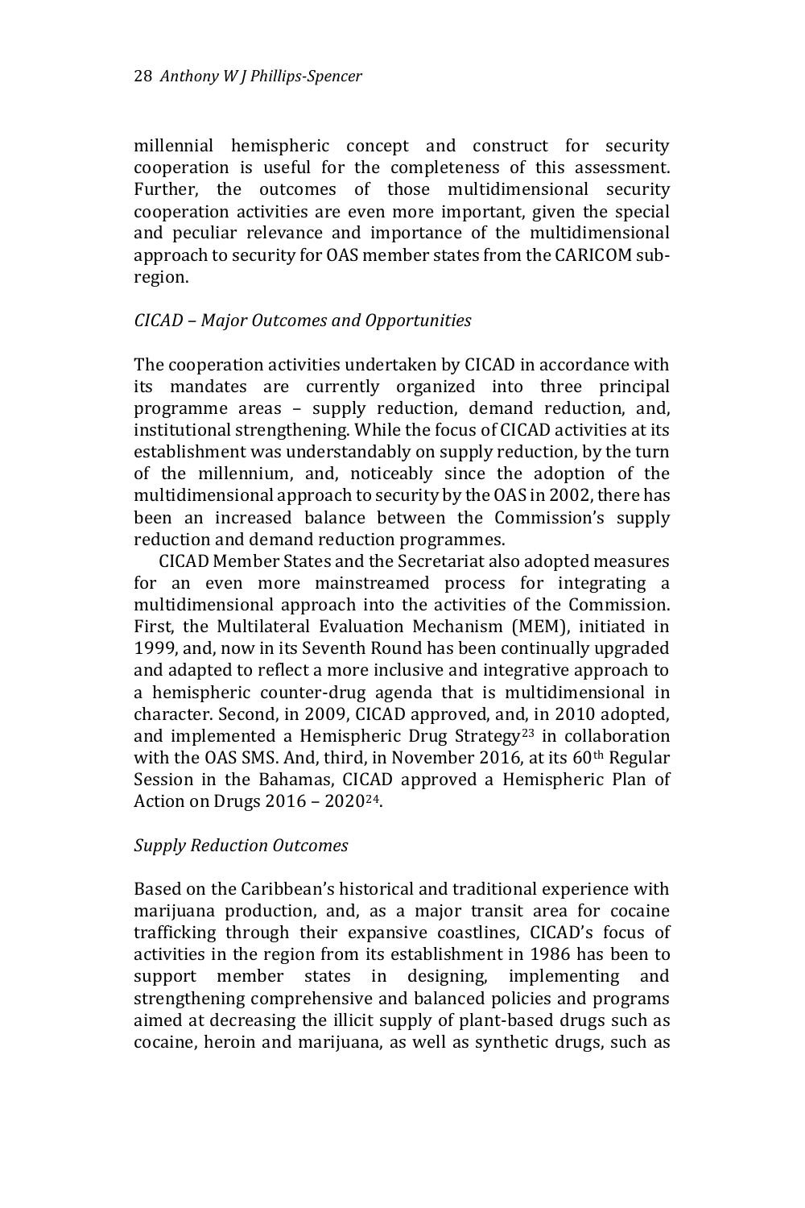millennial hemispheric concept and construct for security cooperation is useful for the completeness of this assessment. Further, the outcomes of those multidimensional security cooperation activities are even more important, given the special and peculiar relevance and importance of the multidimensional approach to security for OAS member states from the CARICOM sub-region.

*CICAD – Major Outcomes and Opportunities*

The cooperation activities undertaken by CICAD in accordance with its mandates are currently organized into three principal programme areas – supply reduction, demand reduction, and, institutional strengthening. While the focus of CICAD activities at its establishment was understandably on supply reduction, by the turn of the millennium, and, noticeably since the adoption of the multidimensional approach to security by the OAS in 2002, there has been an increased balance between the Commission's supply reduction and demand reduction programmes.

CICAD Member States and the Secretariat also adopted measures for an even more mainstreamed process for integrating a multidimensional approach into the activities of the Commission. First, the Multilateral Evaluation Mechanism (MEM), initiated in 1999, and, now in its Seventh Round has been continually upgraded and adapted to reflect a more inclusive and integrative approach to a hemispheric counter-drug agenda that is multidimensional in character. Second, in 2009, CICAD approved, and, in 2010 adopted, and implemented a Hemispheric Drug Strategy[23] in collaboration with the OAS SMS. And, third, in November 2016, at its 60th Regular Session in the Bahamas, CICAD approved a Hemispheric Plan of Action on Drugs 2016 – 2020[24].

*Supply Reduction Outcomes*

Based on the Caribbean's historical and traditional experience with marijuana production, and, as a major transit area for cocaine trafficking through their expansive coastlines, CICAD's focus of activities in the region from its establishment in 1986 has been to support member states in designing, implementing and strengthening comprehensive and balanced policies and programs aimed at decreasing the illicit supply of plant-based drugs such as cocaine, heroin and marijuana, as well as synthetic drugs, such as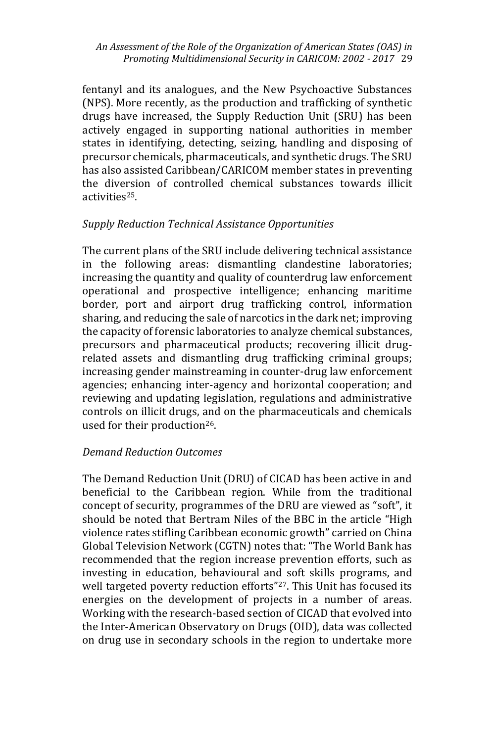fentanyl and its analogues, and the New Psychoactive Substances (NPS). More recently, as the production and trafficking of synthetic drugs have increased, the Supply Reduction Unit (SRU) has been actively engaged in supporting national authorities in member states in identifying, detecting, seizing, handling and disposing of precursor chemicals, pharmaceuticals, and synthetic drugs. The SRU has also assisted Caribbean/CARICOM member states in preventing the diversion of controlled chemical substances towards illicit activities[25].

*Supply Reduction Technical Assistance Opportunities*

The current plans of the SRU include delivering technical assistance in the following areas: dismantling clandestine laboratories; increasing the quantity and quality of counterdrug law enforcement operational and prospective intelligence; enhancing maritime border, port and airport drug trafficking control, information sharing, and reducing the sale of narcotics in the dark net; improving the capacity of forensic laboratories to analyze chemical substances, precursors and pharmaceutical products; recovering illicit drug-related assets and dismantling drug trafficking criminal groups; increasing gender mainstreaming in counter-drug law enforcement agencies; enhancing inter-agency and horizontal cooperation; and reviewing and updating legislation, regulations and administrative controls on illicit drugs, and on the pharmaceuticals and chemicals used for their production[26].

*Demand Reduction Outcomes*

The Demand Reduction Unit (DRU) of CICAD has been active in and beneficial to the Caribbean region. While from the traditional concept of security, programmes of the DRU are viewed as "soft", it should be noted that Bertram Niles of the BBC in the article "High violence rates stifling Caribbean economic growth" carried on China Global Television Network (CGTN) notes that: "The World Bank has recommended that the region increase prevention efforts, such as investing in education, behavioural and soft skills programs, and well targeted poverty reduction efforts"[27]. This Unit has focused its energies on the development of projects in a number of areas. Working with the research-based section of CICAD that evolved into the Inter-American Observatory on Drugs (OID), data was collected on drug use in secondary schools in the region to undertake more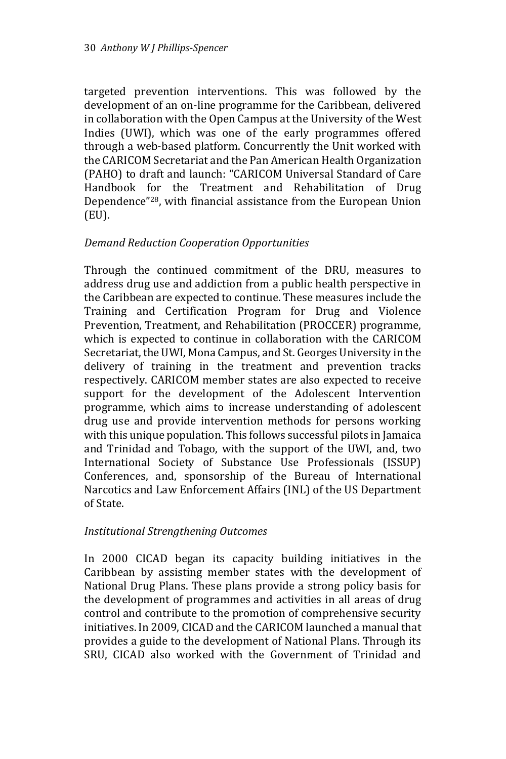targeted prevention interventions. This was followed by the development of an on-line programme for the Caribbean, delivered in collaboration with the Open Campus at the University of the West Indies (UWI), which was one of the early programmes offered through a web-based platform. Concurrently the Unit worked with the CARICOM Secretariat and the Pan American Health Organization (PAHO) to draft and launch: "CARICOM Universal Standard of Care Handbook for the Treatment and Rehabilitation of Drug Dependence"[28], with financial assistance from the European Union (EU).

*Demand Reduction Cooperation Opportunities*

Through the continued commitment of the DRU, measures to address drug use and addiction from a public health perspective in the Caribbean are expected to continue. These measures include the Training and Certification Program for Drug and Violence Prevention, Treatment, and Rehabilitation (PROCCER) programme, which is expected to continue in collaboration with the CARICOM Secretariat, the UWI, Mona Campus, and St. Georges University in the delivery of training in the treatment and prevention tracks respectively. CARICOM member states are also expected to receive support for the development of the Adolescent Intervention programme, which aims to increase understanding of adolescent drug use and provide intervention methods for persons working with this unique population. This follows successful pilots in Jamaica and Trinidad and Tobago, with the support of the UWI, and, two International Society of Substance Use Professionals (ISSUP) Conferences, and, sponsorship of the Bureau of International Narcotics and Law Enforcement Affairs (INL) of the US Department of State.

*Institutional Strengthening Outcomes*

In 2000 CICAD began its capacity building initiatives in the Caribbean by assisting member states with the development of National Drug Plans. These plans provide a strong policy basis for the development of programmes and activities in all areas of drug control and contribute to the promotion of comprehensive security initiatives. In 2009, CICAD and the CARICOM launched a manual that provides a guide to the development of National Plans. Through its SRU, CICAD also worked with the Government of Trinidad and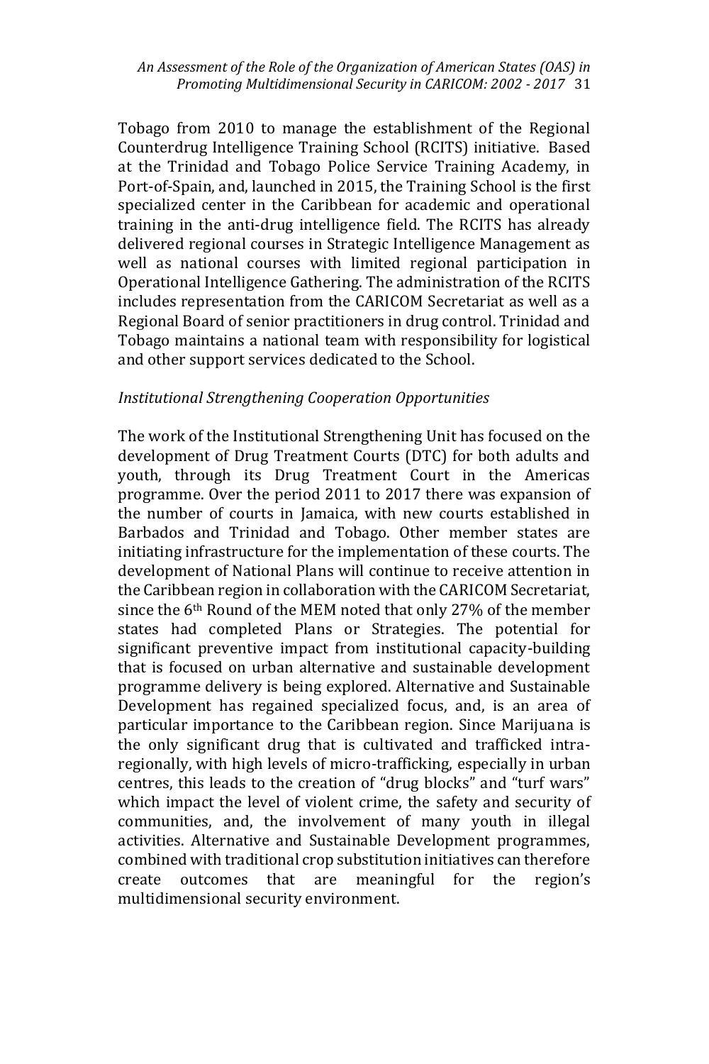Tobago from 2010 to manage the establishment of the Regional Counterdrug Intelligence Training School (RCITS) initiative. Based at the Trinidad and Tobago Police Service Training Academy, in Port-of-Spain, and, launched in 2015, the Training School is the first specialized center in the Caribbean for academic and operational training in the anti-drug intelligence field. The RCITS has already delivered regional courses in Strategic Intelligence Management as well as national courses with limited regional participation in Operational Intelligence Gathering. The administration of the RCITS includes representation from the CARICOM Secretariat as well as a Regional Board of senior practitioners in drug control. Trinidad and Tobago maintains a national team with responsibility for logistical and other support services dedicated to the School.

*Institutional Strengthening Cooperation Opportunities*

The work of the Institutional Strengthening Unit has focused on the development of Drug Treatment Courts (DTC) for both adults and youth, through its Drug Treatment Court in the Americas programme. Over the period 2011 to 2017 there was expansion of the number of courts in Jamaica, with new courts established in Barbados and Trinidad and Tobago. Other member states are initiating infrastructure for the implementation of these courts. The development of National Plans will continue to receive attention in the Caribbean region in collaboration with the CARICOM Secretariat, since the 6th Round of the MEM noted that only 27% of the member states had completed Plans or Strategies. The potential for significant preventive impact from institutional capacity-building that is focused on urban alternative and sustainable development programme delivery is being explored. Alternative and Sustainable Development has regained specialized focus, and, is an area of particular importance to the Caribbean region. Since Marijuana is the only significant drug that is cultivated and trafficked intra-regionally, with high levels of micro-trafficking, especially in urban centres, this leads to the creation of "drug blocks" and "turf wars" which impact the level of violent crime, the safety and security of communities, and, the involvement of many youth in illegal activities. Alternative and Sustainable Development programmes, combined with traditional crop substitution initiatives can therefore create outcomes that are meaningful for the region's multidimensional security environment.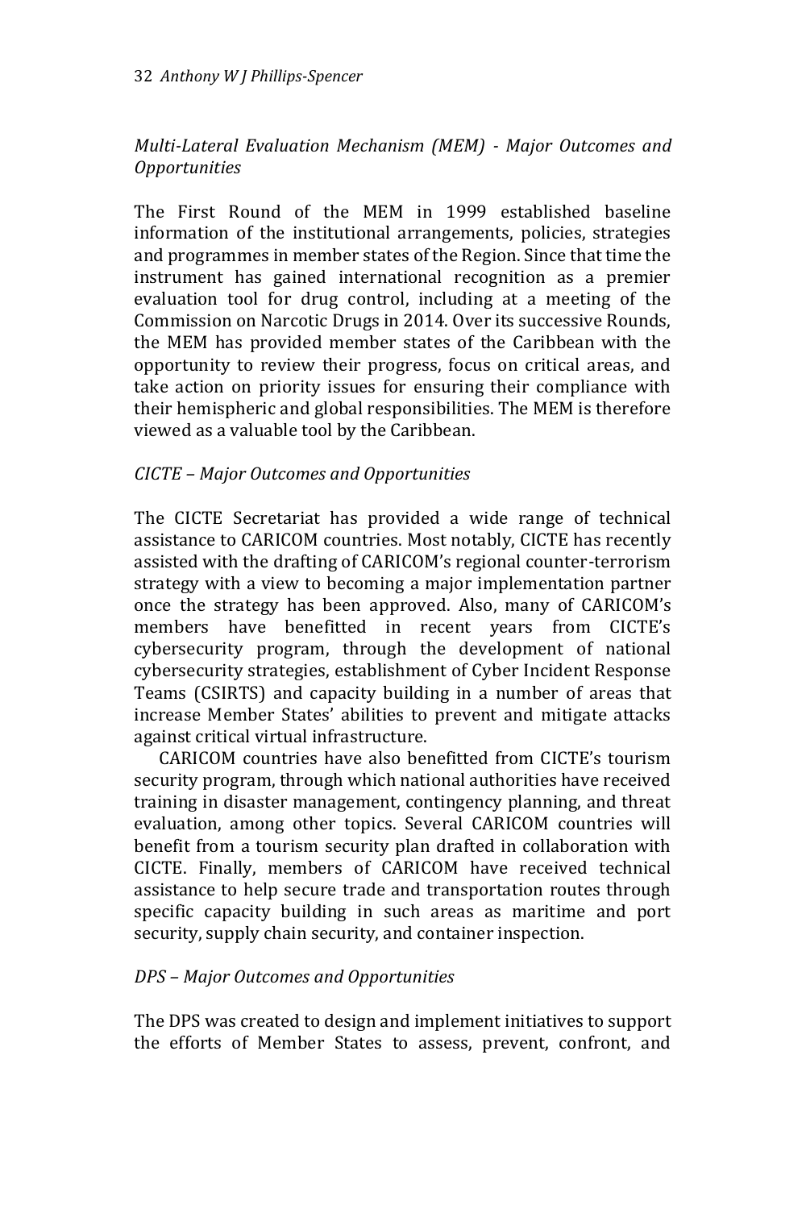*Multi-Lateral Evaluation Mechanism (MEM) - Major Outcomes and Opportunities*

The First Round of the MEM in 1999 established baseline information of the institutional arrangements, policies, strategies and programmes in member states of the Region. Since that time the instrument has gained international recognition as a premier evaluation tool for drug control, including at a meeting of the Commission on Narcotic Drugs in 2014. Over its successive Rounds, the MEM has provided member states of the Caribbean with the opportunity to review their progress, focus on critical areas, and take action on priority issues for ensuring their compliance with their hemispheric and global responsibilities. The MEM is therefore viewed as a valuable tool by the Caribbean.

*CICTE – Major Outcomes and Opportunities*

The CICTE Secretariat has provided a wide range of technical assistance to CARICOM countries. Most notably, CICTE has recently assisted with the drafting of CARICOM's regional counter-terrorism strategy with a view to becoming a major implementation partner once the strategy has been approved. Also, many of CARICOM's members have benefitted in recent years from CICTE's cybersecurity program, through the development of national cybersecurity strategies, establishment of Cyber Incident Response Teams (CSIRTS) and capacity building in a number of areas that increase Member States' abilities to prevent and mitigate attacks against critical virtual infrastructure.

CARICOM countries have also benefitted from CICTE's tourism security program, through which national authorities have received training in disaster management, contingency planning, and threat evaluation, among other topics. Several CARICOM countries will benefit from a tourism security plan drafted in collaboration with CICTE. Finally, members of CARICOM have received technical assistance to help secure trade and transportation routes through specific capacity building in such areas as maritime and port security, supply chain security, and container inspection.

*DPS – Major Outcomes and Opportunities*

The DPS was created to design and implement initiatives to support the efforts of Member States to assess, prevent, confront, and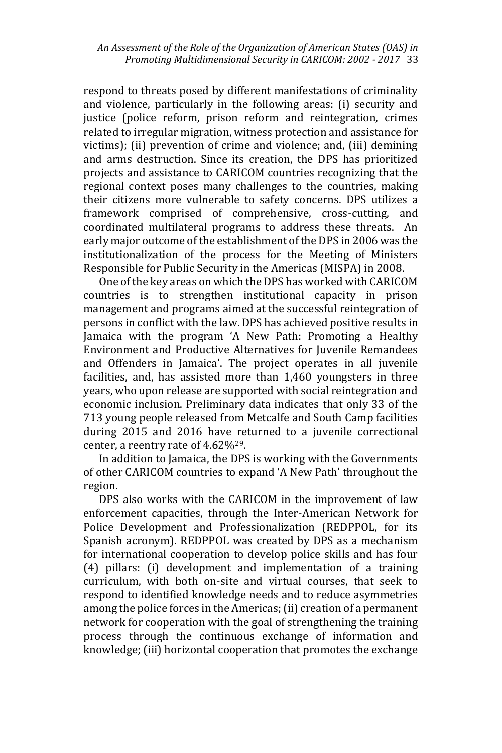respond to threats posed by different manifestations of criminality and violence, particularly in the following areas: (i) security and justice (police reform, prison reform and reintegration, crimes related to irregular migration, witness protection and assistance for victims); (ii) prevention of crime and violence; and, (iii) demining and arms destruction. Since its creation, the DPS has prioritized projects and assistance to CARICOM countries recognizing that the regional context poses many challenges to the countries, making their citizens more vulnerable to safety concerns. DPS utilizes a framework comprised of comprehensive, cross-cutting, and coordinated multilateral programs to address these threats. An early major outcome of the establishment of the DPS in 2006 was the institutionalization of the process for the Meeting of Ministers Responsible for Public Security in the Americas (MISPA) in 2008.

One of the key areas on which the DPS has worked with CARICOM countries is to strengthen institutional capacity in prison management and programs aimed at the successful reintegration of persons in conflict with the law. DPS has achieved positive results in Jamaica with the program 'A New Path: Promoting a Healthy Environment and Productive Alternatives for Juvenile Remandees and Offenders in Jamaica'. The project operates in all juvenile facilities, and, has assisted more than 1,460 youngsters in three years, who upon release are supported with social reintegration and economic inclusion. Preliminary data indicates that only 33 of the 713 young people released from Metcalfe and South Camp facilities during 2015 and 2016 have returned to a juvenile correctional center, a reentry rate of 4.62%[29].

In addition to Jamaica, the DPS is working with the Governments of other CARICOM countries to expand 'A New Path' throughout the region.

DPS also works with the CARICOM in the improvement of law enforcement capacities, through the Inter-American Network for Police Development and Professionalization (REDPPOL, for its Spanish acronym). REDPPOL was created by DPS as a mechanism for international cooperation to develop police skills and has four (4) pillars: (i) development and implementation of a training curriculum, with both on-site and virtual courses, that seek to respond to identified knowledge needs and to reduce asymmetries among the police forces in the Americas; (ii) creation of a permanent network for cooperation with the goal of strengthening the training process through the continuous exchange of information and knowledge; (iii) horizontal cooperation that promotes the exchange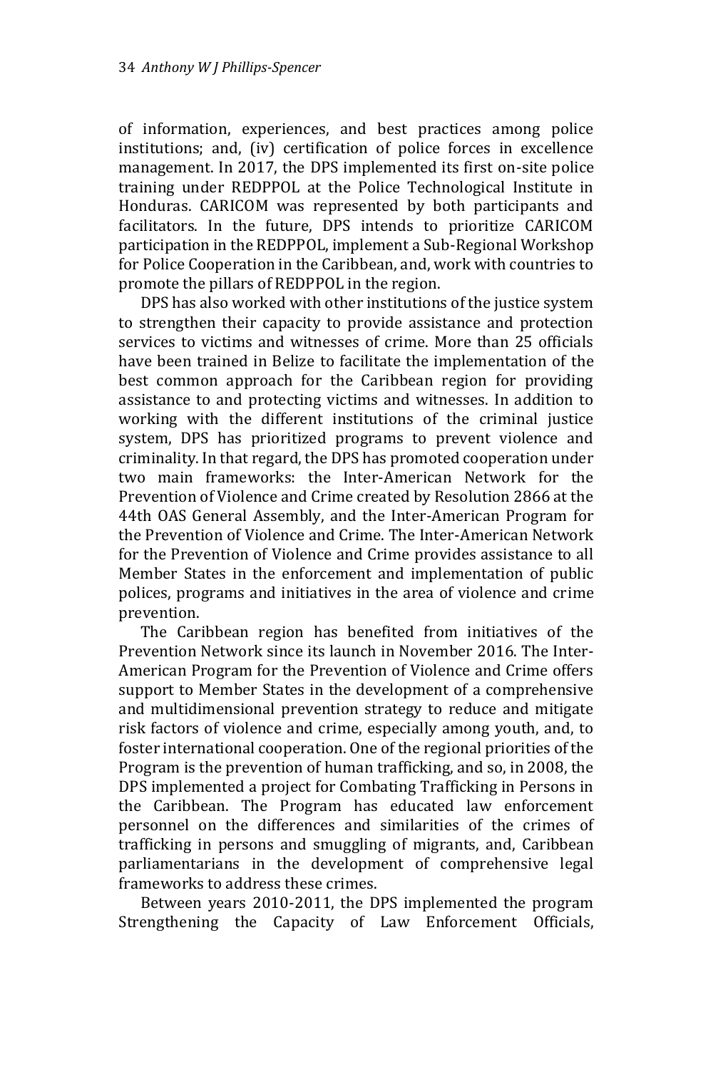of information, experiences, and best practices among police institutions; and, (iv) certification of police forces in excellence management. In 2017, the DPS implemented its first on-site police training under REDPPOL at the Police Technological Institute in Honduras. CARICOM was represented by both participants and facilitators. In the future, DPS intends to prioritize CARICOM participation in the REDPPOL, implement a Sub-Regional Workshop for Police Cooperation in the Caribbean, and, work with countries to promote the pillars of REDPPOL in the region.

DPS has also worked with other institutions of the justice system to strengthen their capacity to provide assistance and protection services to victims and witnesses of crime. More than 25 officials have been trained in Belize to facilitate the implementation of the best common approach for the Caribbean region for providing assistance to and protecting victims and witnesses. In addition to working with the different institutions of the criminal justice system, DPS has prioritized programs to prevent violence and criminality. In that regard, the DPS has promoted cooperation under two main frameworks: the Inter-American Network for the Prevention of Violence and Crime created by Resolution 2866 at the 44th OAS General Assembly, and the Inter-American Program for the Prevention of Violence and Crime. The Inter-American Network for the Prevention of Violence and Crime provides assistance to all Member States in the enforcement and implementation of public polices, programs and initiatives in the area of violence and crime prevention.

The Caribbean region has benefited from initiatives of the Prevention Network since its launch in November 2016. The Inter-American Program for the Prevention of Violence and Crime offers support to Member States in the development of a comprehensive and multidimensional prevention strategy to reduce and mitigate risk factors of violence and crime, especially among youth, and, to foster international cooperation. One of the regional priorities of the Program is the prevention of human trafficking, and so, in 2008, the DPS implemented a project for Combating Trafficking in Persons in the Caribbean. The Program has educated law enforcement personnel on the differences and similarities of the crimes of trafficking in persons and smuggling of migrants, and, Caribbean parliamentarians in the development of comprehensive legal frameworks to address these crimes.

Between years 2010-2011, the DPS implemented the program Strengthening the Capacity of Law Enforcement Officials,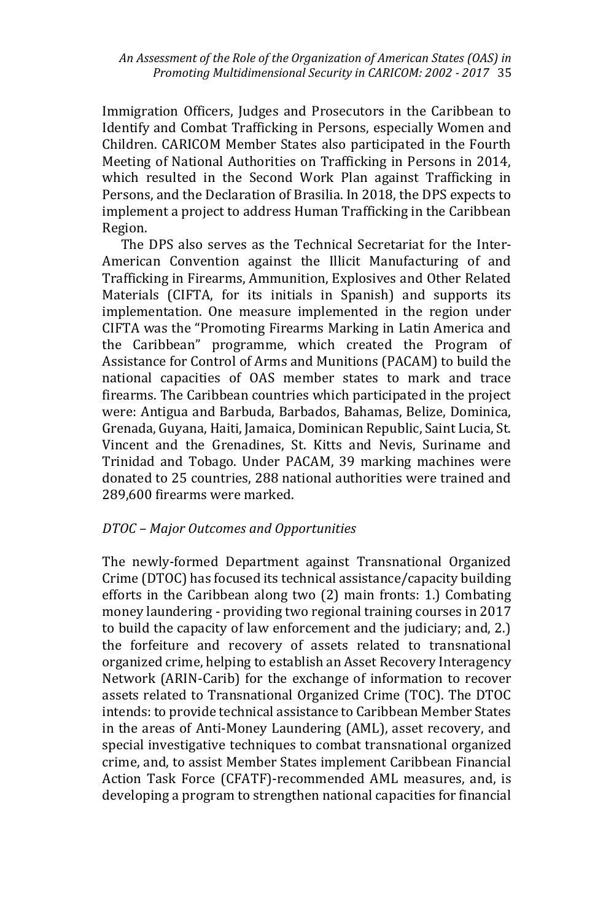Immigration Officers, Judges and Prosecutors in the Caribbean to Identify and Combat Trafficking in Persons, especially Women and Children. CARICOM Member States also participated in the Fourth Meeting of National Authorities on Trafficking in Persons in 2014, which resulted in the Second Work Plan against Trafficking in Persons, and the Declaration of Brasilia. In 2018, the DPS expects to implement a project to address Human Trafficking in the Caribbean Region.

The DPS also serves as the Technical Secretariat for the Inter-American Convention against the Illicit Manufacturing of and Trafficking in Firearms, Ammunition, Explosives and Other Related Materials (CIFTA, for its initials in Spanish) and supports its implementation. One measure implemented in the region under CIFTA was the "Promoting Firearms Marking in Latin America and the Caribbean" programme, which created the Program of Assistance for Control of Arms and Munitions (PACAM) to build the national capacities of OAS member states to mark and trace firearms. The Caribbean countries which participated in the project were: Antigua and Barbuda, Barbados, Bahamas, Belize, Dominica, Grenada, Guyana, Haiti, Jamaica, Dominican Republic, Saint Lucia, St. Vincent and the Grenadines, St. Kitts and Nevis, Suriname and Trinidad and Tobago. Under PACAM, 39 marking machines were donated to 25 countries, 288 national authorities were trained and 289,600 firearms were marked.

*DTOC – Major Outcomes and Opportunities*

The newly-formed Department against Transnational Organized Crime (DTOC) has focused its technical assistance/capacity building efforts in the Caribbean along two (2) main fronts: 1.) Combating money laundering - providing two regional training courses in 2017 to build the capacity of law enforcement and the judiciary; and, 2.) the forfeiture and recovery of assets related to transnational organized crime, helping to establish an Asset Recovery Interagency Network (ARIN-Carib) for the exchange of information to recover assets related to Transnational Organized Crime (TOC). The DTOC intends: to provide technical assistance to Caribbean Member States in the areas of Anti-Money Laundering (AML), asset recovery, and special investigative techniques to combat transnational organized crime, and, to assist Member States implement Caribbean Financial Action Task Force (CFATF)-recommended AML measures, and, is developing a program to strengthen national capacities for financial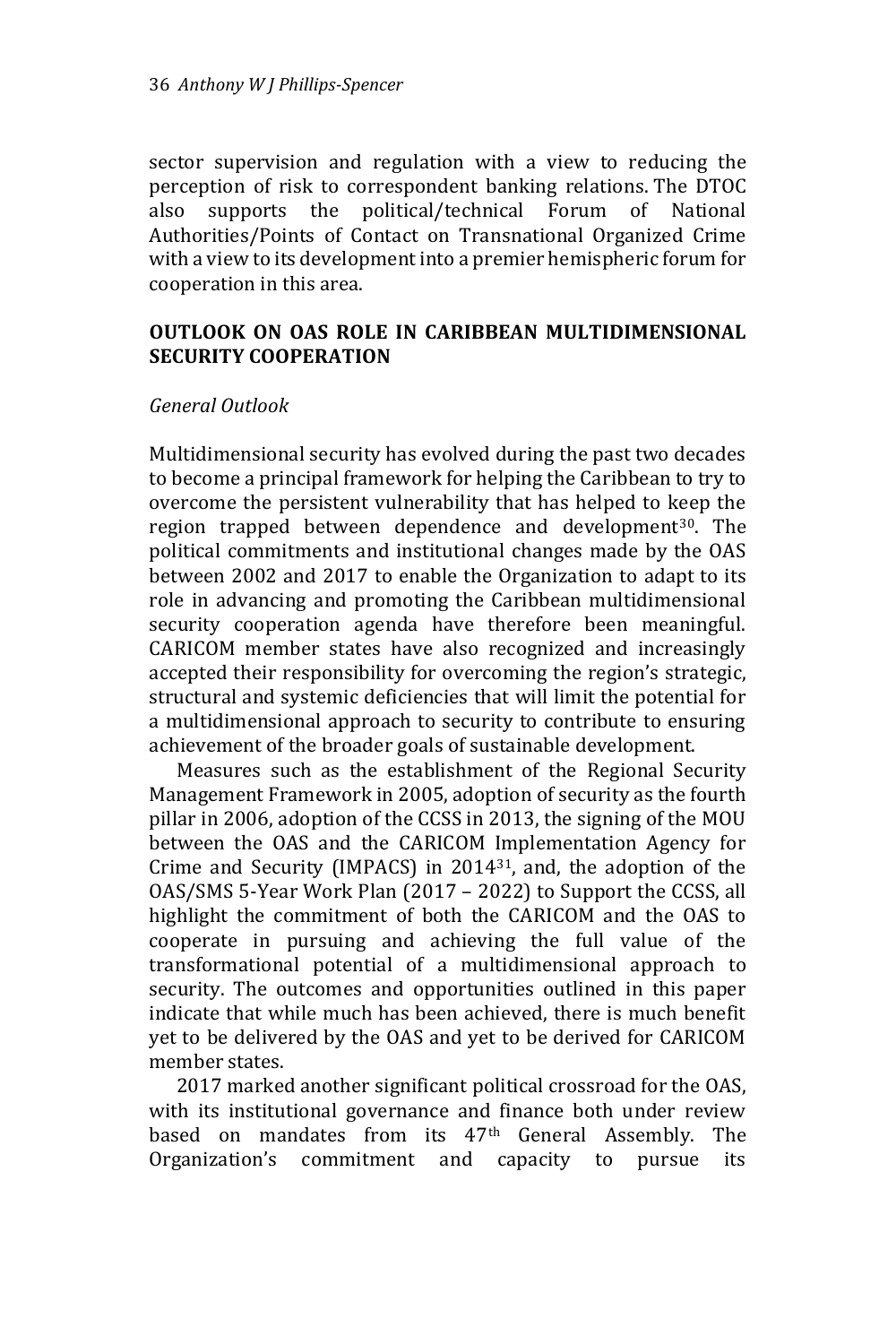sector supervision and regulation with a view to reducing the perception of risk to correspondent banking relations. The DTOC also supports the political/technical Forum of National Authorities/Points of Contact on Transnational Organized Crime with a view to its development into a premier hemispheric forum for cooperation in this area.

## OUTLOOK ON OAS ROLE IN CARIBBEAN MULTIDIMENSIONAL SECURITY COOPERATION

### *General Outlook*

Multidimensional security has evolved during the past two decades to become a principal framework for helping the Caribbean to try to overcome the persistent vulnerability that has helped to keep the region trapped between dependence and development[30]. The political commitments and institutional changes made by the OAS between 2002 and 2017 to enable the Organization to adapt to its role in advancing and promoting the Caribbean multidimensional security cooperation agenda have therefore been meaningful. CARICOM member states have also recognized and increasingly accepted their responsibility for overcoming the region's strategic, structural and systemic deficiencies that will limit the potential for a multidimensional approach to security to contribute to ensuring achievement of the broader goals of sustainable development.

Measures such as the establishment of the Regional Security Management Framework in 2005, adoption of security as the fourth pillar in 2006, adoption of the CCSS in 2013, the signing of the MOU between the OAS and the CARICOM Implementation Agency for Crime and Security (IMPACS) in 2014[31], and, the adoption of the OAS/SMS 5-Year Work Plan (2017 – 2022) to Support the CCSS, all highlight the commitment of both the CARICOM and the OAS to cooperate in pursuing and achieving the full value of the transformational potential of a multidimensional approach to security. The outcomes and opportunities outlined in this paper indicate that while much has been achieved, there is much benefit yet to be delivered by the OAS and yet to be derived for CARICOM member states.

2017 marked another significant political crossroad for the OAS, with its institutional governance and finance both under review based on mandates from its 47th General Assembly. The Organization's commitment and capacity to pursue its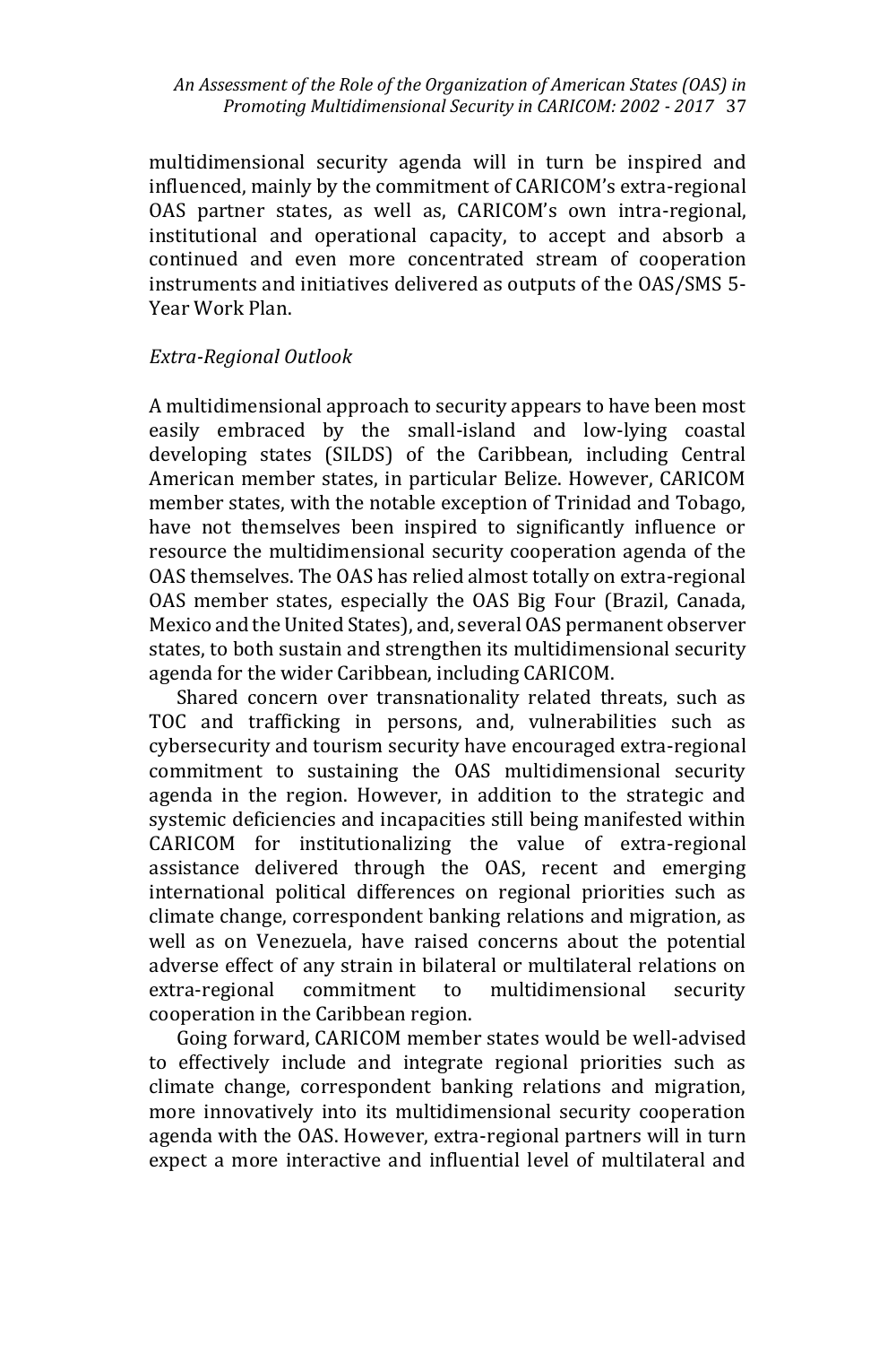multidimensional security agenda will in turn be inspired and influenced, mainly by the commitment of CARICOM's extra-regional OAS partner states, as well as, CARICOM's own intra-regional, institutional and operational capacity, to accept and absorb a continued and even more concentrated stream of cooperation instruments and initiatives delivered as outputs of the OAS/SMS 5-Year Work Plan.

*Extra-Regional Outlook*

A multidimensional approach to security appears to have been most easily embraced by the small-island and low-lying coastal developing states (SILDS) of the Caribbean, including Central American member states, in particular Belize. However, CARICOM member states, with the notable exception of Trinidad and Tobago, have not themselves been inspired to significantly influence or resource the multidimensional security cooperation agenda of the OAS themselves. The OAS has relied almost totally on extra-regional OAS member states, especially the OAS Big Four (Brazil, Canada, Mexico and the United States), and, several OAS permanent observer states, to both sustain and strengthen its multidimensional security agenda for the wider Caribbean, including CARICOM.

Shared concern over transnationality related threats, such as TOC and trafficking in persons, and, vulnerabilities such as cybersecurity and tourism security have encouraged extra-regional commitment to sustaining the OAS multidimensional security agenda in the region. However, in addition to the strategic and systemic deficiencies and incapacities still being manifested within CARICOM for institutionalizing the value of extra-regional assistance delivered through the OAS, recent and emerging international political differences on regional priorities such as climate change, correspondent banking relations and migration, as well as on Venezuela, have raised concerns about the potential adverse effect of any strain in bilateral or multilateral relations on extra-regional commitment to multidimensional security cooperation in the Caribbean region.

Going forward, CARICOM member states would be well-advised to effectively include and integrate regional priorities such as climate change, correspondent banking relations and migration, more innovatively into its multidimensional security cooperation agenda with the OAS. However, extra-regional partners will in turn expect a more interactive and influential level of multilateral and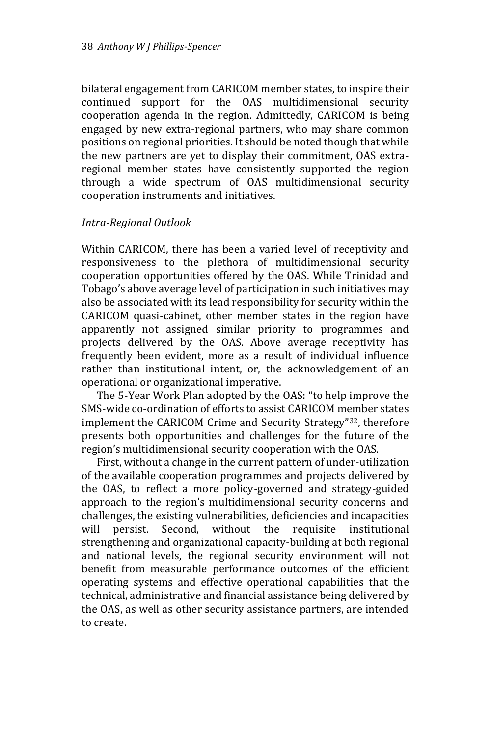bilateral engagement from CARICOM member states, to inspire their continued support for the OAS multidimensional security cooperation agenda in the region. Admittedly, CARICOM is being engaged by new extra-regional partners, who may share common positions on regional priorities. It should be noted though that while the new partners are yet to display their commitment, OAS extra-regional member states have consistently supported the region through a wide spectrum of OAS multidimensional security cooperation instruments and initiatives.

*Intra-Regional Outlook*

Within CARICOM, there has been a varied level of receptivity and responsiveness to the plethora of multidimensional security cooperation opportunities offered by the OAS. While Trinidad and Tobago's above average level of participation in such initiatives may also be associated with its lead responsibility for security within the CARICOM quasi-cabinet, other member states in the region have apparently not assigned similar priority to programmes and projects delivered by the OAS. Above average receptivity has frequently been evident, more as a result of individual influence rather than institutional intent, or, the acknowledgement of an operational or organizational imperative.

The 5-Year Work Plan adopted by the OAS: "to help improve the SMS-wide co-ordination of efforts to assist CARICOM member states implement the CARICOM Crime and Security Strategy"[32], therefore presents both opportunities and challenges for the future of the region's multidimensional security cooperation with the OAS.

First, without a change in the current pattern of under-utilization of the available cooperation programmes and projects delivered by the OAS, to reflect a more policy-governed and strategy-guided approach to the region's multidimensional security concerns and challenges, the existing vulnerabilities, deficiencies and incapacities will persist. Second, without the requisite institutional strengthening and organizational capacity-building at both regional and national levels, the regional security environment will not benefit from measurable performance outcomes of the efficient operating systems and effective operational capabilities that the technical, administrative and financial assistance being delivered by the OAS, as well as other security assistance partners, are intended to create.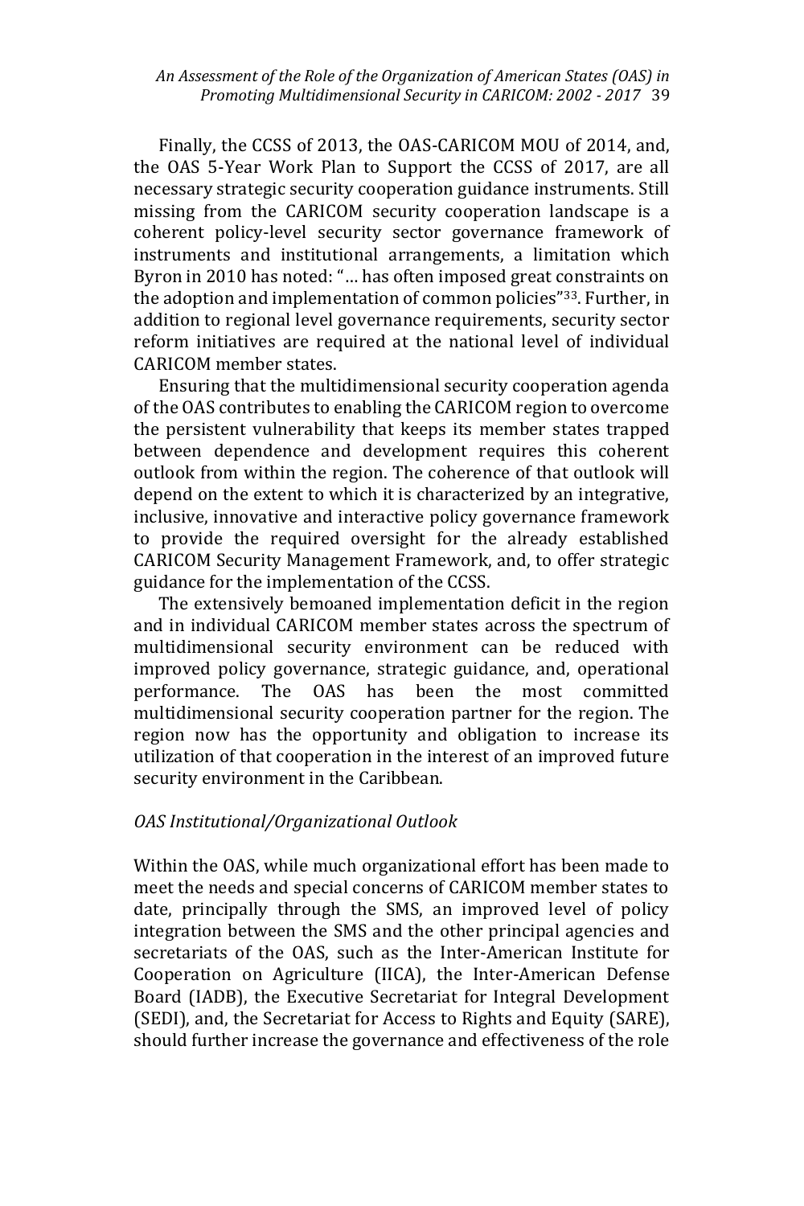Finally, the CCSS of 2013, the OAS-CARICOM MOU of 2014, and, the OAS 5-Year Work Plan to Support the CCSS of 2017, are all necessary strategic security cooperation guidance instruments. Still missing from the CARICOM security cooperation landscape is a coherent policy-level security sector governance framework of instruments and institutional arrangements, a limitation which Byron in 2010 has noted: "… has often imposed great constraints on the adoption and implementation of common policies"[33]. Further, in addition to regional level governance requirements, security sector reform initiatives are required at the national level of individual CARICOM member states.

Ensuring that the multidimensional security cooperation agenda of the OAS contributes to enabling the CARICOM region to overcome the persistent vulnerability that keeps its member states trapped between dependence and development requires this coherent outlook from within the region. The coherence of that outlook will depend on the extent to which it is characterized by an integrative, inclusive, innovative and interactive policy governance framework to provide the required oversight for the already established CARICOM Security Management Framework, and, to offer strategic guidance for the implementation of the CCSS.

The extensively bemoaned implementation deficit in the region and in individual CARICOM member states across the spectrum of multidimensional security environment can be reduced with improved policy governance, strategic guidance, and, operational performance. The OAS has been the most committed multidimensional security cooperation partner for the region. The region now has the opportunity and obligation to increase its utilization of that cooperation in the interest of an improved future security environment in the Caribbean.

*OAS Institutional/Organizational Outlook*

Within the OAS, while much organizational effort has been made to meet the needs and special concerns of CARICOM member states to date, principally through the SMS, an improved level of policy integration between the SMS and the other principal agencies and secretariats of the OAS, such as the Inter-American Institute for Cooperation on Agriculture (IICA), the Inter-American Defense Board (IADB), the Executive Secretariat for Integral Development (SEDI), and, the Secretariat for Access to Rights and Equity (SARE), should further increase the governance and effectiveness of the role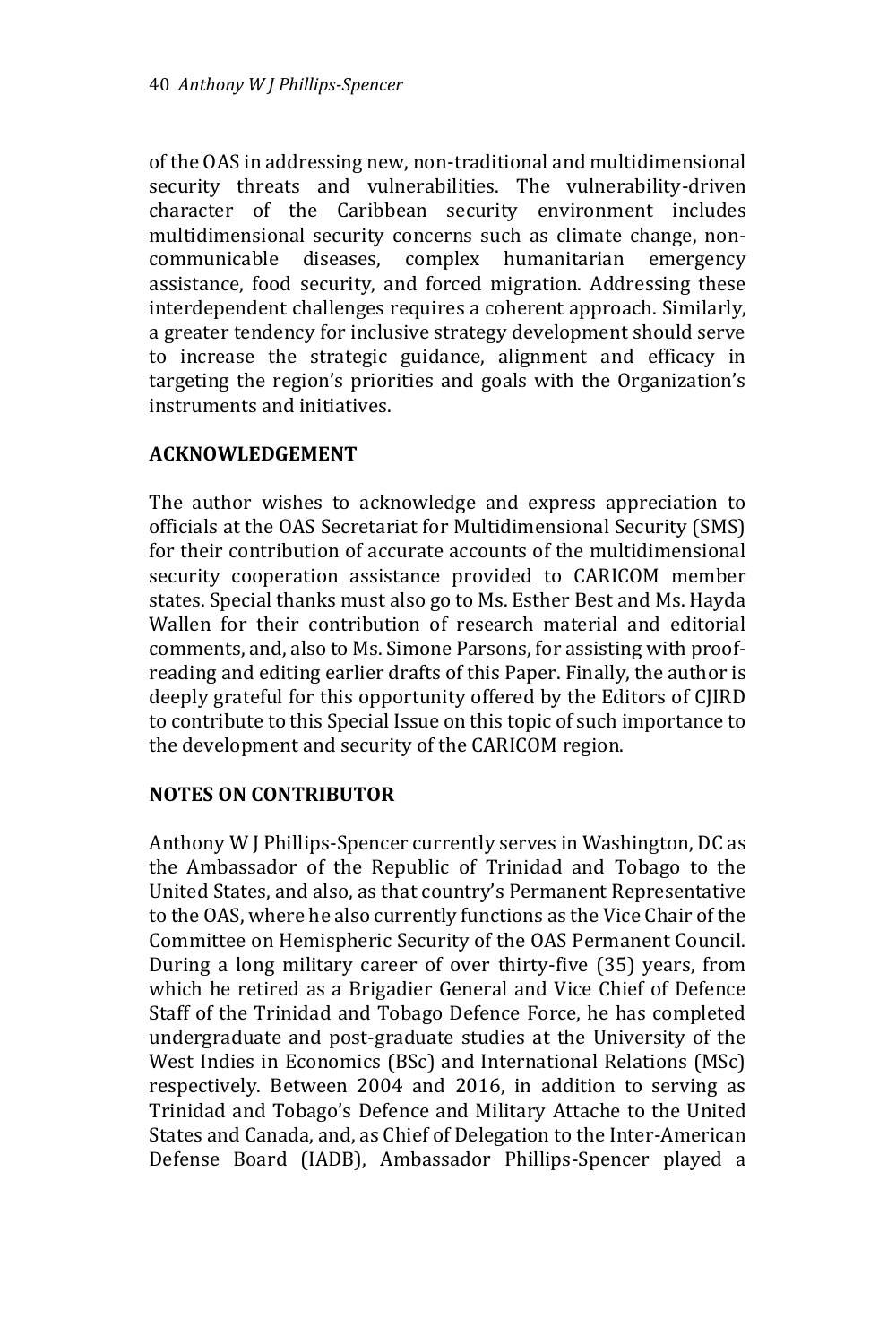of the OAS in addressing new, non-traditional and multidimensional security threats and vulnerabilities. The vulnerability-driven character of the Caribbean security environment includes multidimensional security concerns such as climate change, non-communicable diseases, complex humanitarian emergency assistance, food security, and forced migration. Addressing these interdependent challenges requires a coherent approach. Similarly, a greater tendency for inclusive strategy development should serve to increase the strategic guidance, alignment and efficacy in targeting the region's priorities and goals with the Organization's instruments and initiatives.

## ACKNOWLEDGEMENT

The author wishes to acknowledge and express appreciation to officials at the OAS Secretariat for Multidimensional Security (SMS) for their contribution of accurate accounts of the multidimensional security cooperation assistance provided to CARICOM member states. Special thanks must also go to Ms. Esther Best and Ms. Hayda Wallen for their contribution of research material and editorial comments, and, also to Ms. Simone Parsons, for assisting with proof-reading and editing earlier drafts of this Paper. Finally, the author is deeply grateful for this opportunity offered by the Editors of CJIRD to contribute to this Special Issue on this topic of such importance to the development and security of the CARICOM region.

## NOTES ON CONTRIBUTOR

Anthony W J Phillips-Spencer currently serves in Washington, DC as the Ambassador of the Republic of Trinidad and Tobago to the United States, and also, as that country's Permanent Representative to the OAS, where he also currently functions as the Vice Chair of the Committee on Hemispheric Security of the OAS Permanent Council. During a long military career of over thirty-five (35) years, from which he retired as a Brigadier General and Vice Chief of Defence Staff of the Trinidad and Tobago Defence Force, he has completed undergraduate and post-graduate studies at the University of the West Indies in Economics (BSc) and International Relations (MSc) respectively. Between 2004 and 2016, in addition to serving as Trinidad and Tobago's Defence and Military Attache to the United States and Canada, and, as Chief of Delegation to the Inter-American Defense Board (IADB), Ambassador Phillips-Spencer played a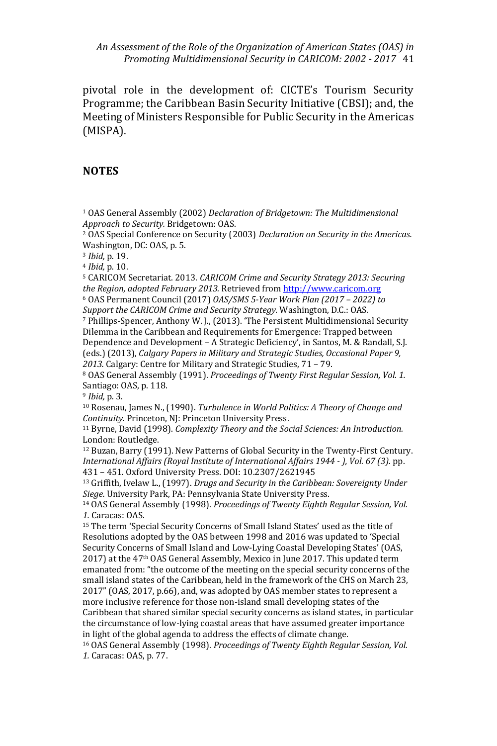pivotal role in the development of: CICTE's Tourism Security Programme; the Caribbean Basin Security Initiative (CBSI); and, the Meeting of Ministers Responsible for Public Security in the Americas (MISPA).

## NOTES

[1] OAS General Assembly (2002) *Declaration of Bridgetown: The Multidimensional Approach to Security.* Bridgetown: OAS.

[2] OAS Special Conference on Security (2003) *Declaration on Security in the Americas.* Washington, DC: OAS, p. 5.

[3] *Ibid,* p. 19.

[4] *Ibid,* p. 10.

[5] CARICOM Secretariat. 2013. *CARICOM Crime and Security Strategy 2013: Securing the Region, adopted February 2013.* Retrieved from http://www.caricom.org

[6] OAS Permanent Council (2017) *OAS/SMS 5-Year Work Plan (2017 – 2022) to Support the CARICOM Crime and Security Strategy.* Washington, D.C.: OAS.

[7] Phillips-Spencer, Anthony W. J., (2013). 'The Persistent Multidimensional Security Dilemma in the Caribbean and Requirements for Emergence: Trapped between Dependence and Development – A Strategic Deficiency', in Santos, M. & Randall, S.J. (eds.) (2013), *Calgary Papers in Military and Strategic Studies, Occasional Paper 9, 2013.* Calgary: Centre for Military and Strategic Studies, 71 – 79.

[8] OAS General Assembly (1991). *Proceedings of Twenty First Regular Session, Vol. 1.* Santiago: OAS, p. 118.

[9] *Ibid,* p. 3.

[10] Rosenau, James N., (1990). *Turbulence in World Politics: A Theory of Change and Continuity.* Princeton, NJ: Princeton University Press.

[11] Byrne, David (1998). *Complexity Theory and the Social Sciences: An Introduction.* London: Routledge.

[12] Buzan, Barry (1991). New Patterns of Global Security in the Twenty-First Century. *International Affairs (Royal Institute of International Affairs 1944 - ), Vol. 67 (3).* pp. 431 – 451. Oxford University Press. DOI: 10.2307/2621945

[13] Griffith, Ivelaw L., (1997). *Drugs and Security in the Caribbean: Sovereignty Under Siege.* University Park, PA: Pennsylvania State University Press.

[14] OAS General Assembly (1998). *Proceedings of Twenty Eighth Regular Session, Vol. 1.* Caracas: OAS.

[15] The term 'Special Security Concerns of Small Island States' used as the title of Resolutions adopted by the OAS between 1998 and 2016 was updated to 'Special Security Concerns of Small Island and Low-Lying Coastal Developing States' (OAS, 2017) at the 47th OAS General Assembly, Mexico in June 2017. This updated term emanated from: "the outcome of the meeting on the special security concerns of the small island states of the Caribbean, held in the framework of the CHS on March 23, 2017" (OAS, 2017, p.66), and, was adopted by OAS member states to represent a more inclusive reference for those non-island small developing states of the Caribbean that shared similar special security concerns as island states, in particular the circumstance of low-lying coastal areas that have assumed greater importance in light of the global agenda to address the effects of climate change.

[16] OAS General Assembly (1998). *Proceedings of Twenty Eighth Regular Session, Vol. 1.* Caracas: OAS, p. 77.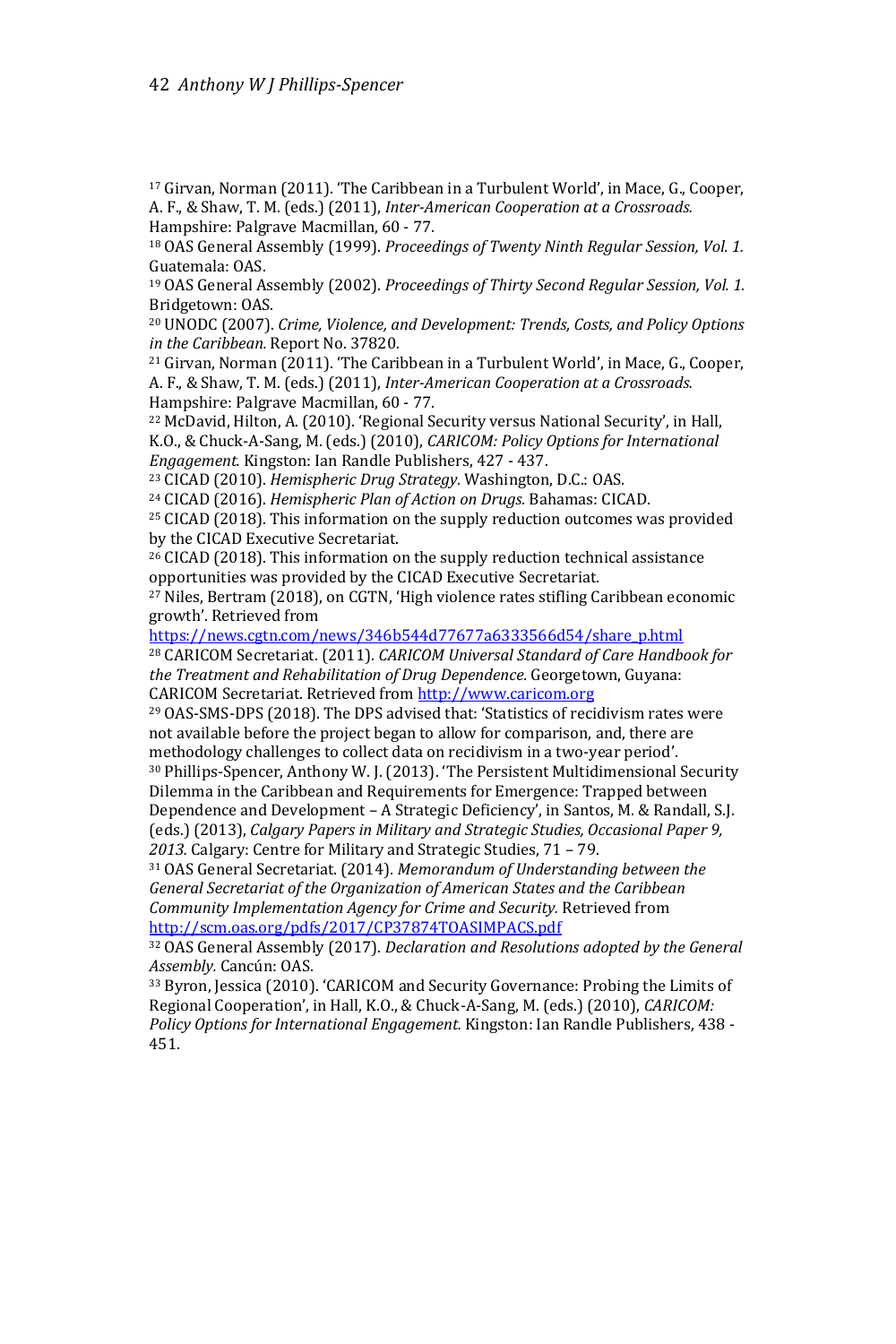[17] Girvan, Norman (2011). 'The Caribbean in a Turbulent World', in Mace, G., Cooper, A. F., & Shaw, T. M. (eds.) (2011), *Inter-American Cooperation at a Crossroads.* Hampshire: Palgrave Macmillan, 60 - 77.

[18] OAS General Assembly (1999). *Proceedings of Twenty Ninth Regular Session, Vol. 1.* Guatemala: OAS.

[19] OAS General Assembly (2002). *Proceedings of Thirty Second Regular Session, Vol. 1.* Bridgetown: OAS.

[20] UNODC (2007). *Crime, Violence, and Development: Trends, Costs, and Policy Options in the Caribbean.* Report No. 37820.

[21] Girvan, Norman (2011). 'The Caribbean in a Turbulent World', in Mace, G., Cooper, A. F., & Shaw, T. M. (eds.) (2011), *Inter-American Cooperation at a Crossroads.* Hampshire: Palgrave Macmillan, 60 - 77.

[22] McDavid, Hilton, A. (2010). 'Regional Security versus National Security', in Hall, K.O., & Chuck-A-Sang, M. (eds.) (2010), *CARICOM: Policy Options for International Engagement.* Kingston: Ian Randle Publishers, 427 - 437.

[23] CICAD (2010). *Hemispheric Drug Strategy.* Washington, D.C.: OAS.

[24] CICAD (2016). *Hemispheric Plan of Action on Drugs.* Bahamas: CICAD.

[25] CICAD (2018). This information on the supply reduction outcomes was provided by the CICAD Executive Secretariat.

[26] CICAD (2018). This information on the supply reduction technical assistance opportunities was provided by the CICAD Executive Secretariat.

[27] Niles, Bertram (2018), on CGTN, 'High violence rates stifling Caribbean economic growth'. Retrieved from https://news.cgtn.com/news/346b544d77677a6333566d54/share_p.html

[28] CARICOM Secretariat. (2011). *CARICOM Universal Standard of Care Handbook for the Treatment and Rehabilitation of Drug Dependence.* Georgetown, Guyana: CARICOM Secretariat. Retrieved from http://www.caricom.org

[29] OAS-SMS-DPS (2018). The DPS advised that: 'Statistics of recidivism rates were not available before the project began to allow for comparison, and, there are methodology challenges to collect data on recidivism in a two-year period'.

[30] Phillips-Spencer, Anthony W. J. (2013). 'The Persistent Multidimensional Security Dilemma in the Caribbean and Requirements for Emergence: Trapped between Dependence and Development – A Strategic Deficiency', in Santos, M. & Randall, S.J. (eds.) (2013), *Calgary Papers in Military and Strategic Studies, Occasional Paper 9, 2013.* Calgary: Centre for Military and Strategic Studies, 71 – 79.

[31] OAS General Secretariat. (2014). *Memorandum of Understanding between the General Secretariat of the Organization of American States and the Caribbean Community Implementation Agency for Crime and Security.* Retrieved from http://scm.oas.org/pdfs/2017/CP37874TOASIMPACS.pdf

[32] OAS General Assembly (2017). *Declaration and Resolutions adopted by the General Assembly.* Cancún: OAS.

[33] Byron, Jessica (2010). 'CARICOM and Security Governance: Probing the Limits of Regional Cooperation', in Hall, K.O., & Chuck-A-Sang, M. (eds.) (2010), *CARICOM: Policy Options for International Engagement.* Kingston: Ian Randle Publishers, 438 - 451.